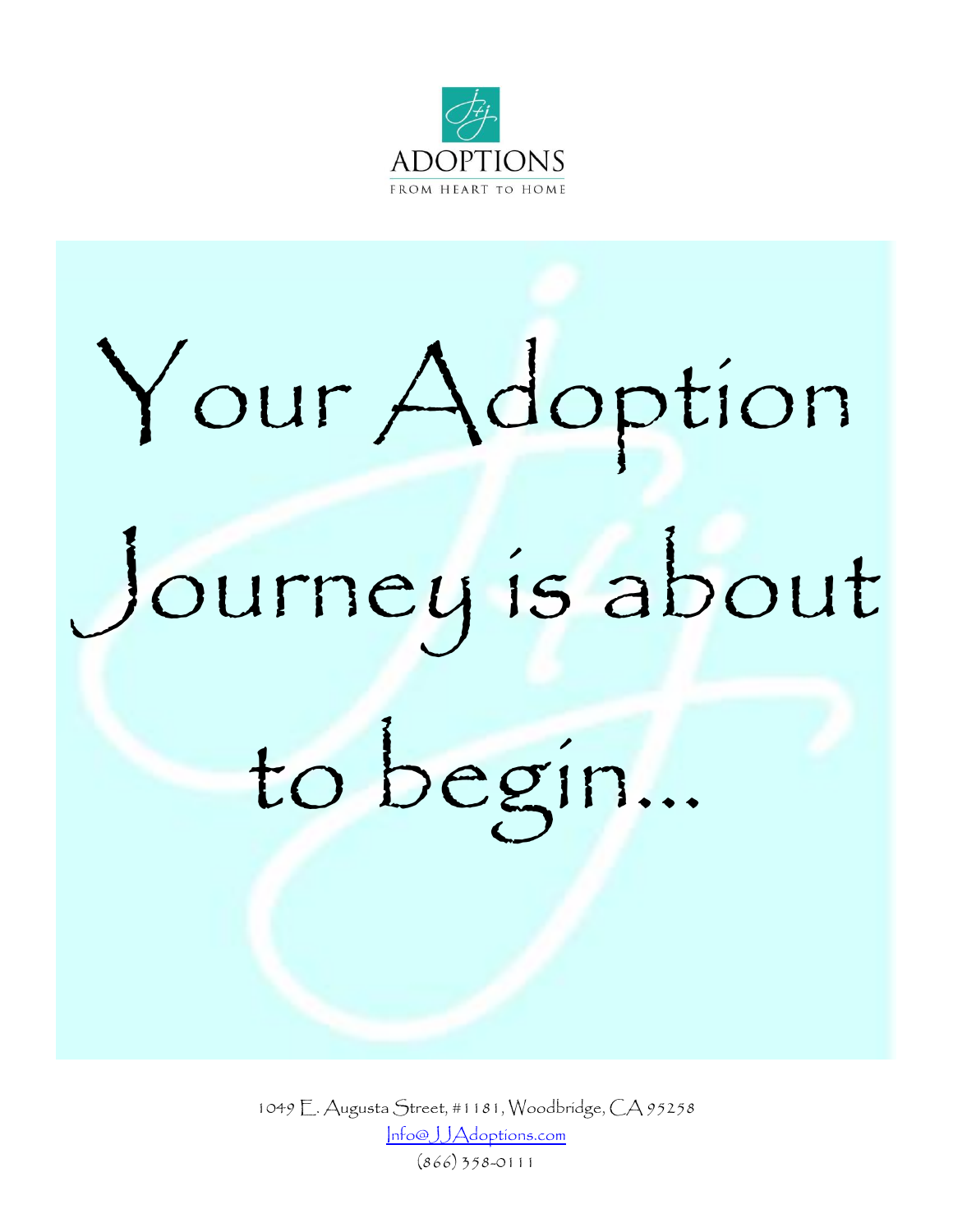ADOPTIONS

FROM HEART TO HOME

# Your Adoption Journey is about to begin...

1049 E. Augusta Street, #1181, Woodbridge, CA 95258

Info@JJAdoptions.com

(866) 358-0111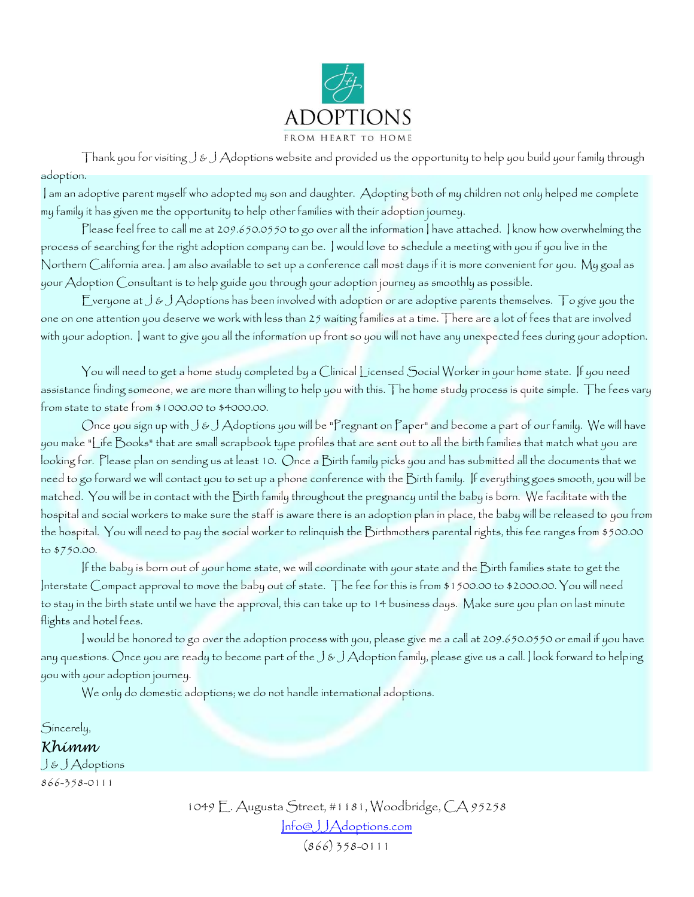# ADOPTIONS

FROM HEART TO HOME

Thank you for visiting J & J Adoptions website and provided us the opportunity to help you build your family through adoption.

I am an adoptive parent myself who adopted my son and daughter. Adopting both of my children not only helped me complete my family it has given me the opportunity to help other families with their adoption journey.

Please feel free to call me at 209.650.0550 to go over all the information I have attached. I know how overwhelming the process of searching for the right adoption company can be. I would love to schedule a meeting with you if you live in the Northern California area. I am also available to set up a conference call most days if it is more convenient for you. My goal as your Adoption Consultant is to help guide you through your adoption journey as smoothly as possible.

Everyone at J & J Adoptions has been involved with adoption or are adoptive parents themselves. To give you the one on one attention you deserve we work with less than 25 waiting families at a time. There are a lot of fees that are involved with your adoption. I want to give you all the information up front so you will not have any unexpected fees during your adoption.

You will need to get a home study completed by a Clinical Licensed Social Worker in your home state. If you need assistance finding someone, we are more than willing to help you with this. The home study process is quite simple. The fees vary from state to state from $1000.00 to $4000.00.

Once you sign up with J & J Adoptions you will be "Pregnant on Paper" and become a part of our family. We will have you make "Life Books" that are small scrapbook type profiles that are sent out to all the birth families that match what you are looking for. Please plan on sending us at least 10. Once a Birth family picks you and has submitted all the documents that we need to go forward we will contact you to set up a phone conference with the Birth family. If everything goes smooth, you will be matched. You will be in contact with the Birth family throughout the pregnancy until the baby is born. We facilitate with the hospital and social workers to make sure the staff is aware there is an adoption plan in place, the baby will be released to you from the hospital. You will need to pay the social worker to relinquish the Birthmothers parental rights, this fee ranges from $500.00 to $750.00.

If the baby is born out of your home state, we will coordinate with your state and the Birth families state to get the Interstate Compact approval to move the baby out of state. The fee for this is from $1500.00 to $2000.00. You will need to stay in the birth state until we have the approval, this can take up to 14 business days. Make sure you plan on last minute flights and hotel fees.

I would be honored to go over the adoption process with you, please give me a call at 209.650.0550 or email if you have any questions. Once you are ready to become part of the J & J Adoption family, please give us a call. I look forward to helping you with your adoption journey.

We only do domestic adoptions; we do not handle international adoptions.

Sincerely,

*Khimm*

J & J Adoptions

866-358-0111

1049 E. Augusta Street, #1181, Woodbridge, CA 95258

Info@JJAdoptions.com

(866) 358-0111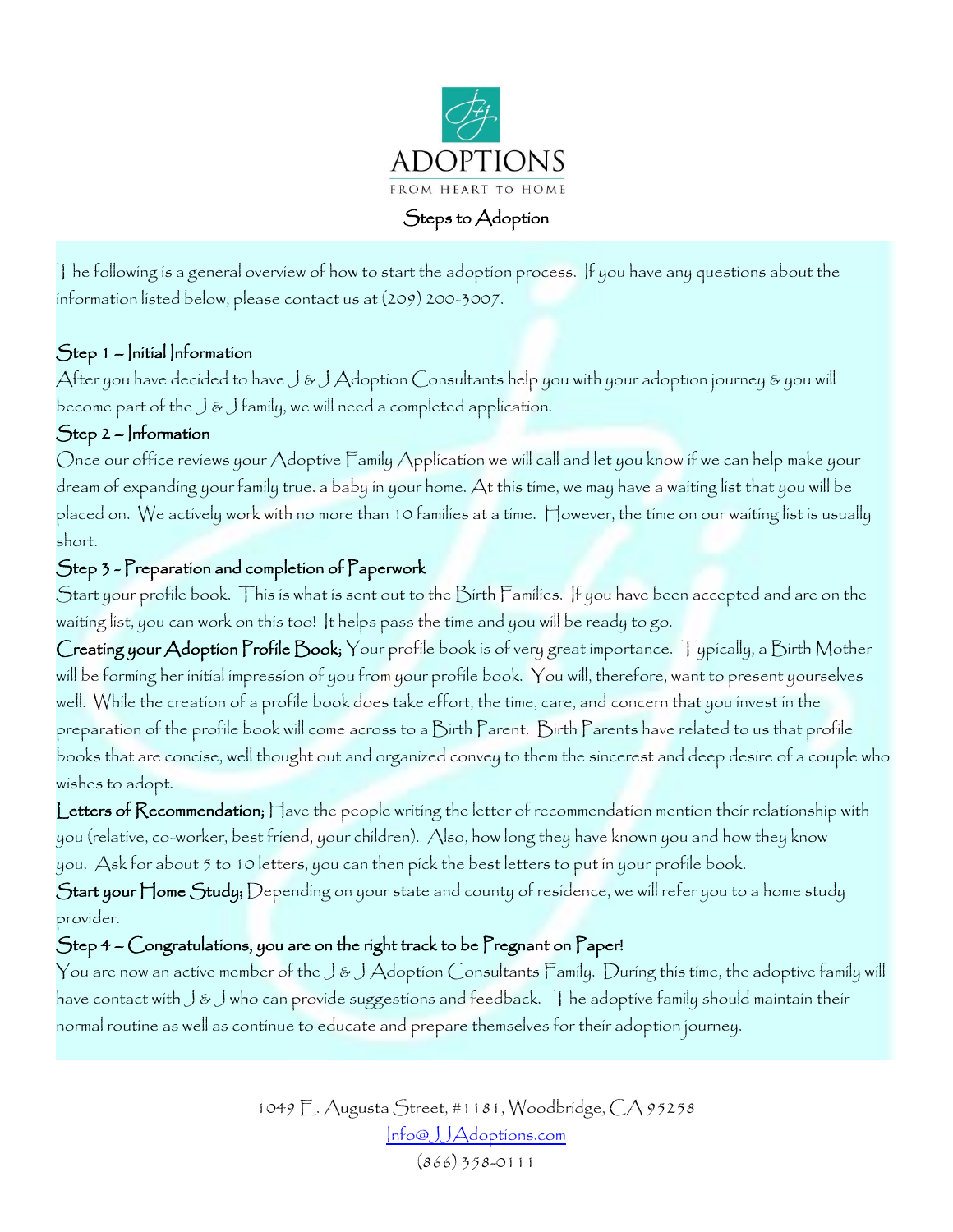ADOPTIONS

FROM HEART TO HOME

# Steps to Adoption

The following is a general overview of how to start the adoption process. If you have any questions about the information listed below, please contact us at (209) 200-3007.

## Step 1 – Initial Information

After you have decided to have J & J Adoption Consultants help you with your adoption journey & you will become part of the J & J family, we will need a completed application.

## Step 2 – Information

Once our office reviews your Adoptive Family Application we will call and let you know if we can help make your dream of expanding your family true. a baby in your home. At this time, we may have a waiting list that you will be placed on. We actively work with no more than 10 families at a time. However, the time on our waiting list is usually short.

## Step 3 - Preparation and completion of Paperwork

Start your profile book. This is what is sent out to the Birth Families. If you have been accepted and are on the waiting list, you can work on this too! It helps pass the time and you will be ready to go.

**Creating your Adoption Profile Book;** Your profile book is of very great importance. Typically, a Birth Mother will be forming her initial impression of you from your profile book. You will, therefore, want to present yourselves well. While the creation of a profile book does take effort, the time, care, and concern that you invest in the preparation of the profile book will come across to a Birth Parent. Birth Parents have related to us that profile books that are concise, well thought out and organized convey to them the sincerest and deep desire of a couple who wishes to adopt.

**Letters of Recommendation;** Have the people writing the letter of recommendation mention their relationship with you (relative, co-worker, best friend, your children). Also, how long they have known you and how they know you. Ask for about 5 to 10 letters, you can then pick the best letters to put in your profile book.

**Start your Home Study;** Depending on your state and county of residence, we will refer you to a home study provider.

## Step 4 – Congratulations, you are on the right track to be Pregnant on Paper!

You are now an active member of the J & J Adoption Consultants Family. During this time, the adoptive family will have contact with J & J who can provide suggestions and feedback. The adoptive family should maintain their normal routine as well as continue to educate and prepare themselves for their adoption journey.

1049 E. Augusta Street, #1181, Woodbridge, CA 95258
Info@JJAdoptions.com
(866) 358-0111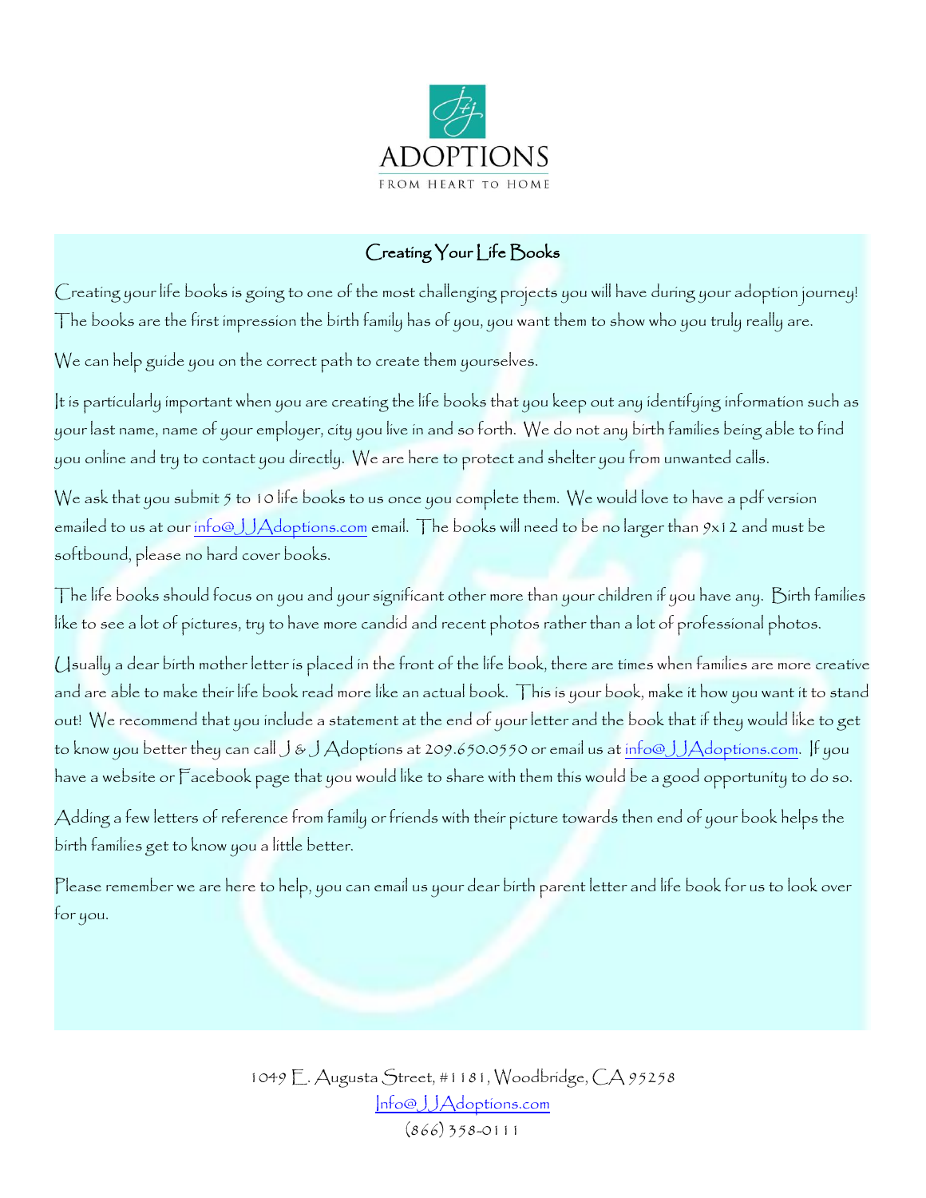ADOPTIONS

FROM HEART TO HOME

## Creating Your Life Books

Creating your life books is going to one of the most challenging projects you will have during your adoption journey! The books are the first impression the birth family has of you, you want them to show who you truly really are.

We can help guide you on the correct path to create them yourselves.

It is particularly important when you are creating the life books that you keep out any identifying information such as your last name, name of your employer, city you live in and so forth. We do not any birth families being able to find you online and try to contact you directly. We are here to protect and shelter you from unwanted calls.

We ask that you submit 5 to 10 life books to us once you complete them. We would love to have a pdf version emailed to us at our info@JJAdoptions.com email. The books will need to be no larger than 9x12 and must be softbound, please no hard cover books.

The life books should focus on you and your significant other more than your children if you have any. Birth families like to see a lot of pictures, try to have more candid and recent photos rather than a lot of professional photos.

Usually a dear birth mother letter is placed in the front of the life book, there are times when families are more creative and are able to make their life book read more like an actual book. This is your book, make it how you want it to stand out! We recommend that you include a statement at the end of your letter and the book that if they would like to get to know you better they can call J & J Adoptions at 209.650.0550 or email us at info@JJAdoptions.com. If you have a website or Facebook page that you would like to share with them this would be a good opportunity to do so.

Adding a few letters of reference from family or friends with their picture towards then end of your book helps the birth families get to know you a little better.

Please remember we are here to help, you can email us your dear birth parent letter and life book for us to look over for you.

1049 E. Augusta Street, #1181, Woodbridge, CA 95258
Info@JJAdoptions.com
(866) 358-0111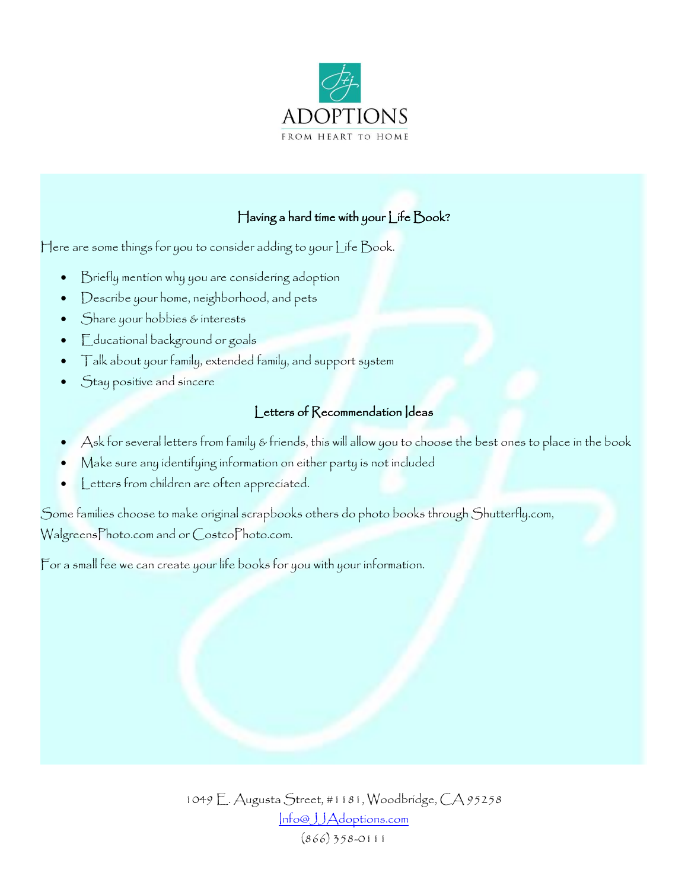ADOPTIONS

FROM HEART TO HOME

## Having a hard time with your Life Book?

Here are some things for you to consider adding to your Life Book.

- Briefly mention why you are considering adoption
- Describe your home, neighborhood, and pets
- Share your hobbies & interests
- Educational background or goals
- Talk about your family, extended family, and support system
- Stay positive and sincere

## Letters of Recommendation Ideas

- Ask for several letters from family & friends, this will allow you to choose the best ones to place in the book
- Make sure any identifying information on either party is not included
- Letters from children are often appreciated.

Some families choose to make original scrapbooks others do photo books through Shutterfly.com, WalgreensPhoto.com and or CostcoPhoto.com.

For a small fee we can create your life books for you with your information.

1049 E. Augusta Street, #1181, Woodbridge, CA 95258
Info@JJAdoptions.com
(866) 358-0111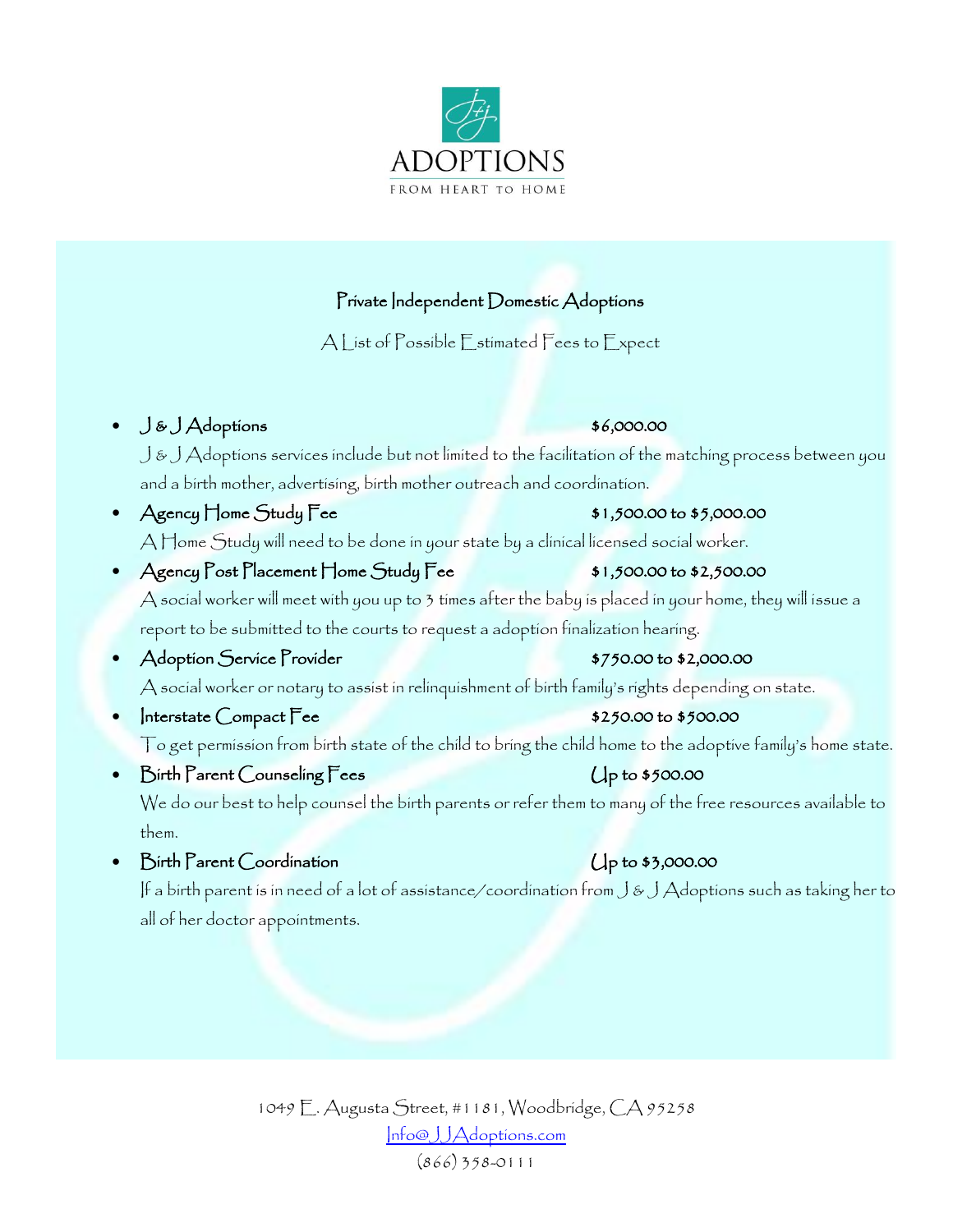ADOPTIONS

FROM HEART TO HOME

## Private Independent Domestic Adoptions

A List of Possible Estimated Fees to Expect

- **J & J Adoptions** — **$6,000.00**

  J & J Adoptions services include but not limited to the facilitation of the matching process between you and a birth mother, advertising, birth mother outreach and coordination.

- **Agency Home Study Fee** — **$1,500.00 to $5,000.00**

  A Home Study will need to be done in your state by a clinical licensed social worker.

- **Agency Post Placement Home Study Fee** — **$1,500.00 to $2,500.00**

  A social worker will meet with you up to 3 times after the baby is placed in your home, they will issue a report to be submitted to the courts to request a adoption finalization hearing.

- **Adoption Service Provider** — **$750.00 to $2,000.00**

  A social worker or notary to assist in relinquishment of birth family's rights depending on state.

- **Interstate Compact Fee** — **$250.00 to $500.00**

  To get permission from birth state of the child to bring the child home to the adoptive family's home state.

- **Birth Parent Counseling Fees** — **Up to $500.00**

  We do our best to help counsel the birth parents or refer them to many of the free resources available to them.

- **Birth Parent Coordination** — **Up to $3,000.00**

  If a birth parent is in need of a lot of assistance/coordination from J & J Adoptions such as taking her to all of her doctor appointments.

1049 E. Augusta Street, #1181, Woodbridge, CA 95258

Info@JJAdoptions.com

(866) 358-0111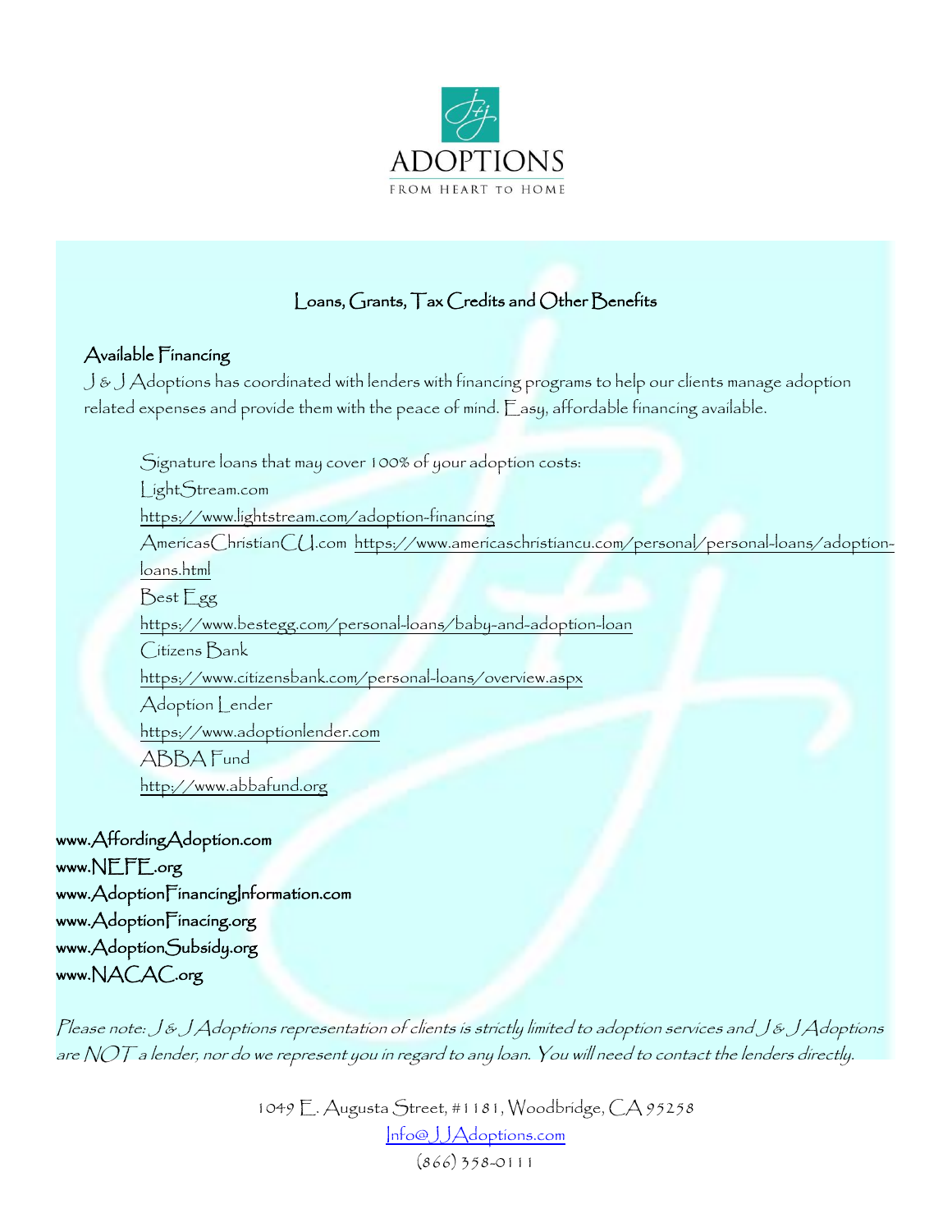ADOPTIONS

FROM HEART TO HOME

## Loans, Grants, Tax Credits and Other Benefits

### Available Financing

J & J Adoptions has coordinated with lenders with financing programs to help our clients manage adoption related expenses and provide them with the peace of mind. Easy, affordable financing available.

Signature loans that may cover 100% of your adoption costs:

LightStream.com
https://www.lightstream.com/adoption-financing

AmericasChristianCU.com https://www.americaschristiancu.com/personal/personal-loans/adoption-loans.html

Best Egg
https://www.bestegg.com/personal-loans/baby-and-adoption-loan

Citizens Bank
https://www.citizensbank.com/personal-loans/overview.aspx

Adoption Lender
https://www.adoptionlender.com

ABBA Fund
http://www.abbafund.org

www.AffordingAdoption.com
www.NEFE.org
www.AdoptionFinancingInformation.com
www.AdoptionFinacing.org
www.AdoptionSubsidy.org
www.NACAC.org

*Please note: J & J Adoptions representation of clients is strictly limited to adoption services and J & J Adoptions are NOT a lender, nor do we represent you in regard to any loan. You will need to contact the lenders directly.*

1049 E. Augusta Street, #1181, Woodbridge, CA 95258
Info@JJAdoptions.com
(866) 358-0111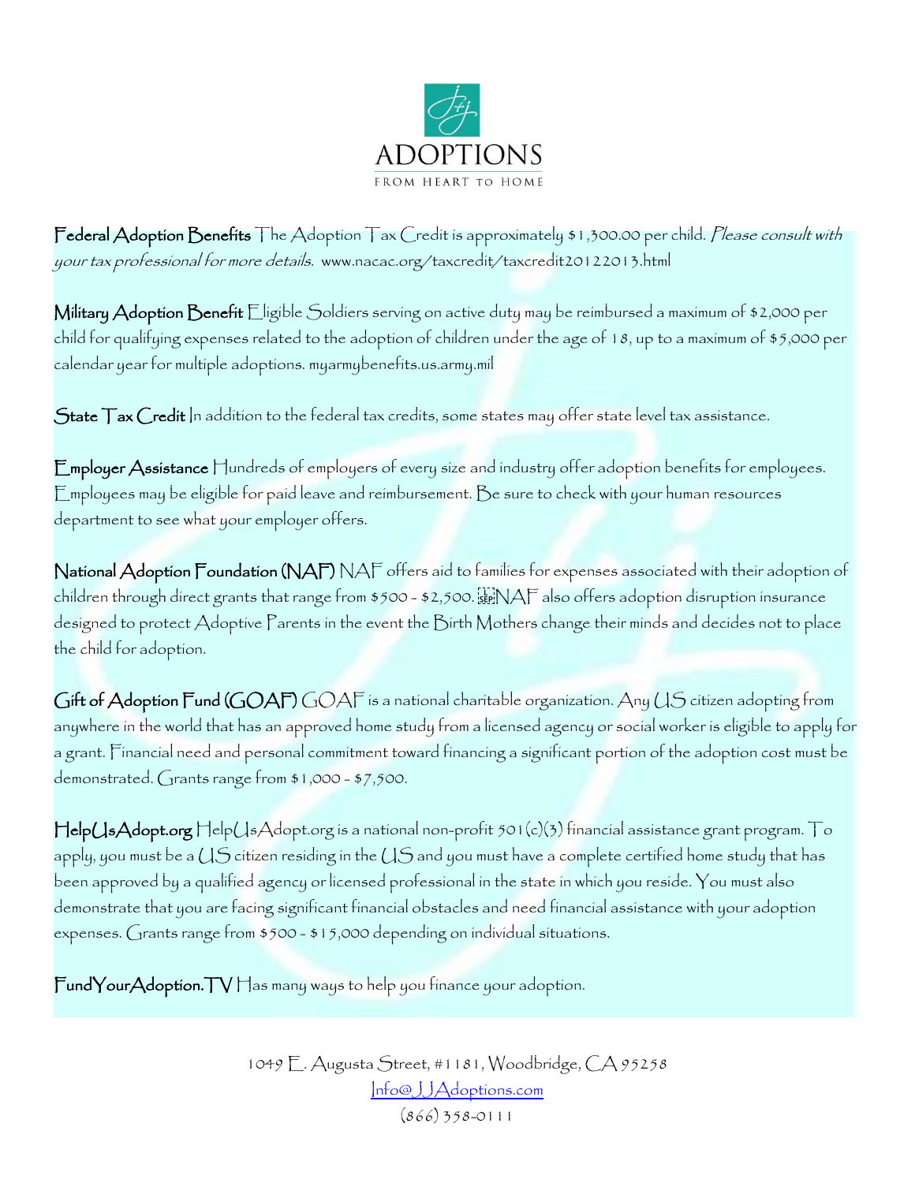ADOPTIONS

FROM HEART TO HOME

**Federal Adoption Benefits** The Adoption Tax Credit is approximately $1,300.00 per child. *Please consult with your tax professional for more details.* www.nacac.org/taxcredit/taxcredit20122013.html

**Military Adoption Benefit** Eligible Soldiers serving on active duty may be reimbursed a maximum of $2,000 per child for qualifying expenses related to the adoption of children under the age of 18, up to a maximum of $5,000 per calendar year for multiple adoptions. myarmybenefits.us.army.mil

**State Tax Credit** In addition to the federal tax credits, some states may offer state level tax assistance.

**Employer Assistance** Hundreds of employers of every size and industry offer adoption benefits for employees. Employees may be eligible for paid leave and reimbursement. Be sure to check with your human resources department to see what your employer offers.

**National Adoption Foundation (NAF)** NAF offers aid to families for expenses associated with their adoption of children through direct grants that range from $500 - $2,500. NAF also offers adoption disruption insurance designed to protect Adoptive Parents in the event the Birth Mothers change their minds and decides not to place the child for adoption.

**Gift of Adoption Fund (GOAF)** GOAF is a national charitable organization. Any US citizen adopting from anywhere in the world that has an approved home study from a licensed agency or social worker is eligible to apply for a grant. Financial need and personal commitment toward financing a significant portion of the adoption cost must be demonstrated. Grants range from $1,000 - $7,500.

**HelpUsAdopt.org** HelpUsAdopt.org is a national non-profit 501(c)(3) financial assistance grant program. To apply, you must be a US citizen residing in the US and you must have a complete certified home study that has been approved by a qualified agency or licensed professional in the state in which you reside. You must also demonstrate that you are facing significant financial obstacles and need financial assistance with your adoption expenses. Grants range from $500 - $15,000 depending on individual situations.

**FundYourAdoption.TV** Has many ways to help you finance your adoption.

1049 E. Augusta Street, #1181, Woodbridge, CA 95258
Info@JJAdoptions.com
(866) 358-0111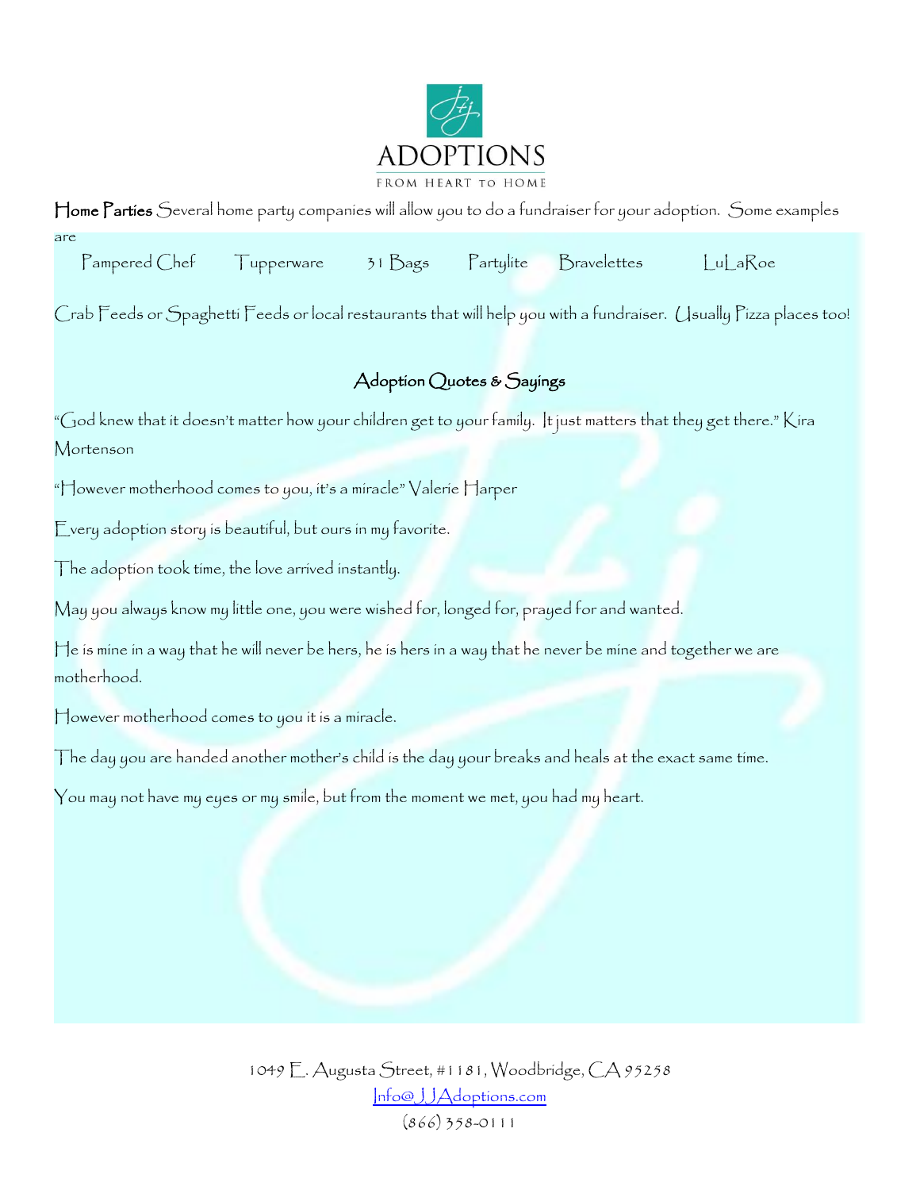**Home Parties** Several home party companies will allow you to do a fundraiser for your adoption. Some examples are

Pampered Chef Tupperware 31 Bags Partylite Bravelettes LuLaRoe

Crab Feeds or Spaghetti Feeds or local restaurants that will help you with a fundraiser. Usually Pizza places too!

## Adoption Quotes & Sayings

"God knew that it doesn't matter how your children get to your family. It just matters that they get there." Kira Mortenson

"However motherhood comes to you, it's a miracle" Valerie Harper

Every adoption story is beautiful, but ours in my favorite.

The adoption took time, the love arrived instantly.

May you always know my little one, you were wished for, longed for, prayed for and wanted.

He is mine in a way that he will never be hers, he is hers in a way that he never be mine and together we are motherhood.

However motherhood comes to you it is a miracle.

The day you are handed another mother's child is the day your breaks and heals at the exact same time.

You may not have my eyes or my smile, but from the moment we met, you had my heart.

1049 E. Augusta Street, #1181, Woodbridge, CA 95258
Info@JJAdoptions.com
(866) 358-0111